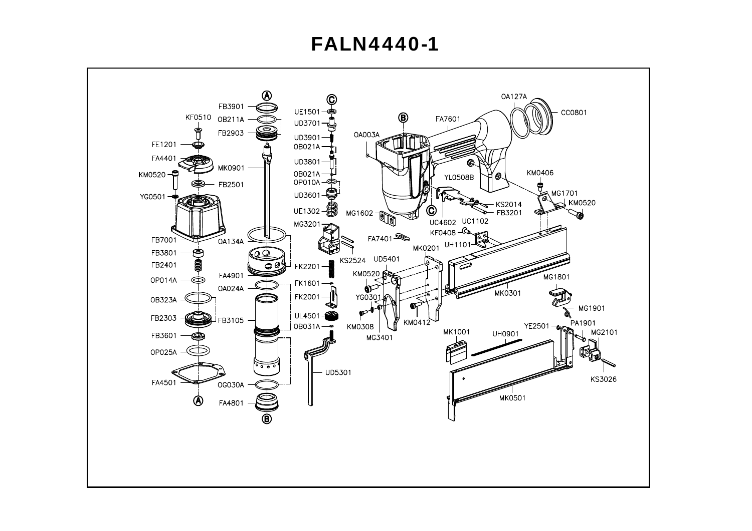# FALN4440-1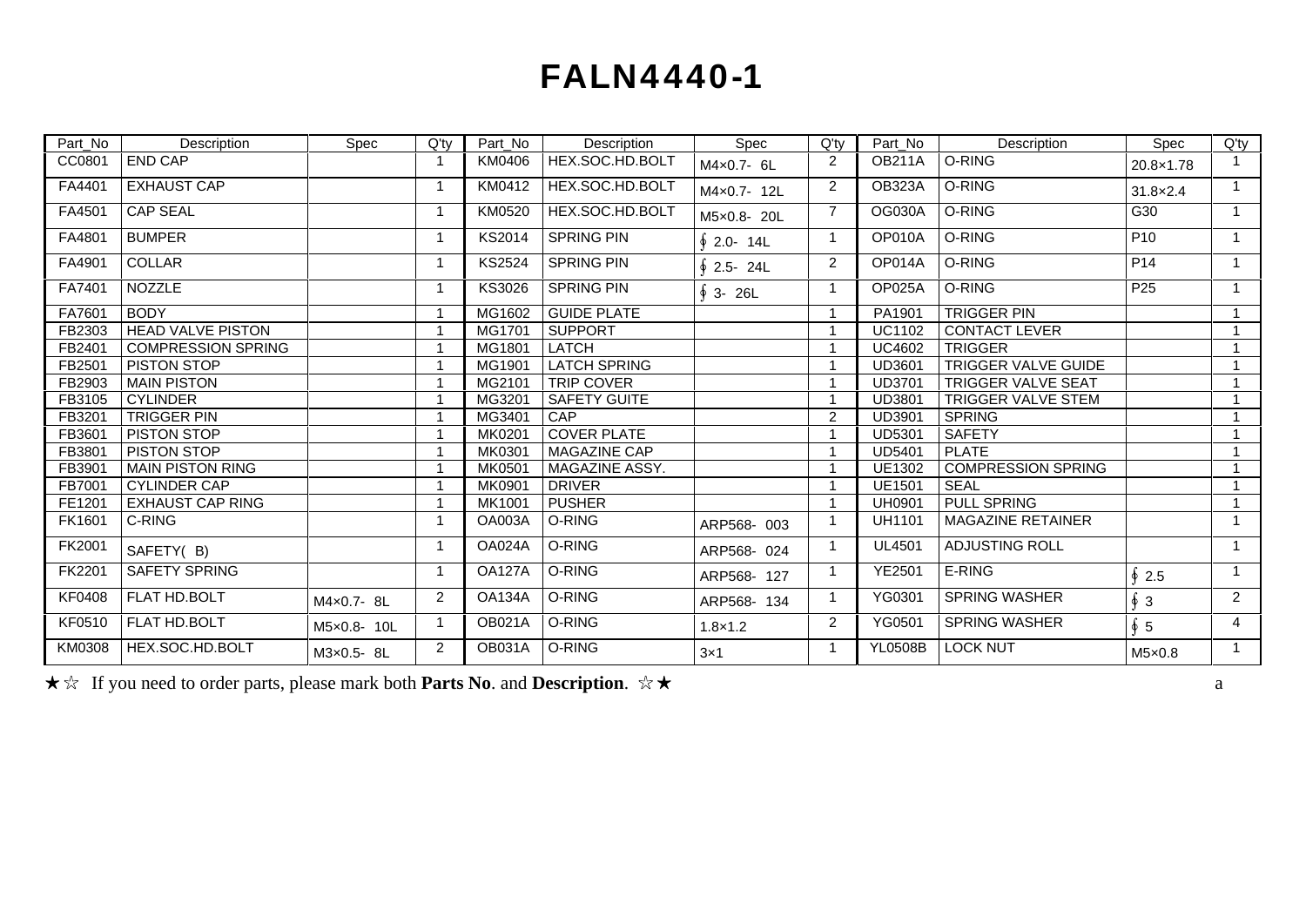# FALN4440-1

| Part_No | Description | Spec | Q'ty | Part_No | Description | Spec | Q'ty | Part_No | Description | Spec | Q'ty |
|---|---|---|---|---|---|---|---|---|---|---|---|
| CC0801 | END CAP | | 1 | KM0406 | HEX.SOC.HD.BOLT | M4×0.7- 6L | 2 | OB211A | O-RING | 20.8×1.78 | 1 |
| FA4401 | EXHAUST CAP | | 1 | KM0412 | HEX.SOC.HD.BOLT | M4×0.7- 12L | 2 | OB323A | O-RING | 31.8×2.4 | 1 |
| FA4501 | CAP SEAL | | 1 | KM0520 | HEX.SOC.HD.BOLT | M5×0.8- 20L | 7 | OG030A | O-RING | G30 | 1 |
| FA4801 | BUMPER | | 1 | KS2014 | SPRING PIN | ∮ 2.0- 14L | 1 | OP010A | O-RING | P10 | 1 |
| FA4901 | COLLAR | | 1 | KS2524 | SPRING PIN | ∮ 2.5- 24L | 2 | OP014A | O-RING | P14 | 1 |
| FA7401 | NOZZLE | | 1 | KS3026 | SPRING PIN | ∮ 3- 26L | 1 | OP025A | O-RING | P25 | 1 |
| FA7601 | BODY | | 1 | MG1602 | GUIDE PLATE | | 1 | PA1901 | TRIGGER PIN | | 1 |
| FB2303 | HEAD VALVE PISTON | | 1 | MG1701 | SUPPORT | | 1 | UC1102 | CONTACT LEVER | | 1 |
| FB2401 | COMPRESSION SPRING | | 1 | MG1801 | LATCH | | 1 | UC4602 | TRIGGER | | 1 |
| FB2501 | PISTON STOP | | 1 | MG1901 | LATCH SPRING | | 1 | UD3601 | TRIGGER VALVE GUIDE | | 1 |
| FB2903 | MAIN PISTON | | 1 | MG2101 | TRIP COVER | | 1 | UD3701 | TRIGGER VALVE SEAT | | 1 |
| FB3105 | CYLINDER | | 1 | MG3201 | SAFETY GUITE | | 1 | UD3801 | TRIGGER VALVE STEM | | 1 |
| FB3201 | TRIGGER PIN | | 1 | MG3401 | CAP | | 2 | UD3901 | SPRING | | 1 |
| FB3601 | PISTON STOP | | 1 | MK0201 | COVER PLATE | | 1 | UD5301 | SAFETY | | 1 |
| FB3801 | PISTON STOP | | 1 | MK0301 | MAGAZINE CAP | | 1 | UD5401 | PLATE | | 1 |
| FB3901 | MAIN PISTON RING | | 1 | MK0501 | MAGAZINE ASSY. | | 1 | UE1302 | COMPRESSION SPRING | | 1 |
| FB7001 | CYLINDER CAP | | 1 | MK0901 | DRIVER | | 1 | UE1501 | SEAL | | 1 |
| FE1201 | EXHAUST CAP RING | | 1 | MK1001 | PUSHER | | 1 | UH0901 | PULL SPRING | | 1 |
| FK1601 | C-RING | | 1 | OA003A | O-RING | ARP568- 003 | 1 | UH1101 | MAGAZINE RETAINER | | 1 |
| FK2001 | SAFETY( B) | | 1 | OA024A | O-RING | ARP568- 024 | 1 | UL4501 | ADJUSTING ROLL | | 1 |
| FK2201 | SAFETY SPRING | | 1 | OA127A | O-RING | ARP568- 127 | 1 | YE2501 | E-RING | ∮ 2.5 | 1 |
| KF0408 | FLAT HD.BOLT | M4×0.7- 8L | 2 | OA134A | O-RING | ARP568- 134 | 1 | YG0301 | SPRING WASHER | ∮ 3 | 2 |
| KF0510 | FLAT HD.BOLT | M5×0.8- 10L | 1 | OB021A | O-RING | 1.8×1.2 | 2 | YG0501 | SPRING WASHER | ∮ 5 | 4 |
| KM0308 | HEX.SOC.HD.BOLT | M3×0.5- 8L | 2 | OB031A | O-RING | 3×1 | 1 | YL0508B | LOCK NUT | M5×0.8 | 1 |

★☆ If you need to order parts, please mark both **Parts No**. and **Description**. ☆★

a